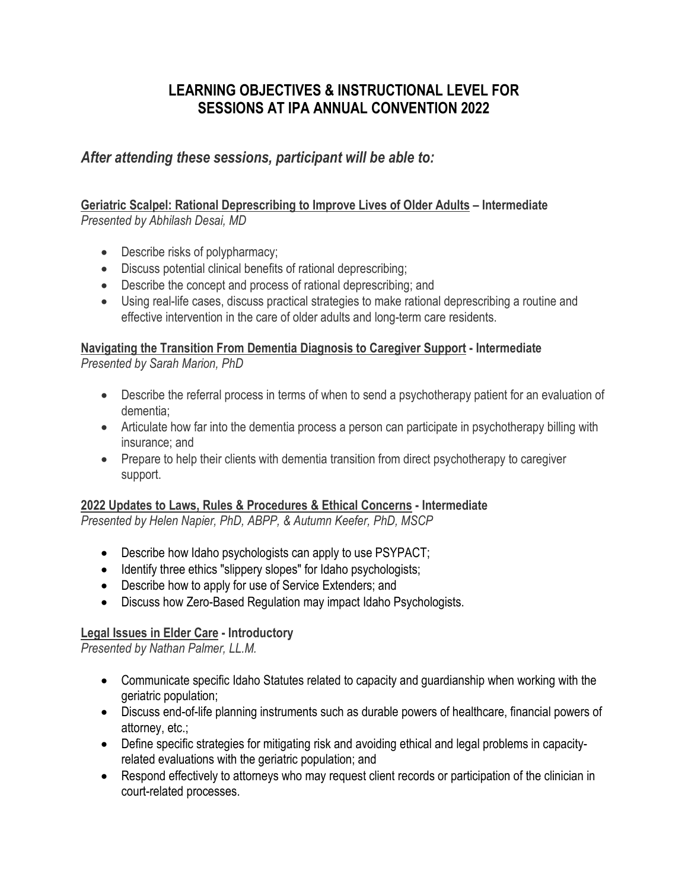# LEARNING OBJECTIVES & INSTRUCTIONAL LEVEL FOR SESSIONS AT IPA ANNUAL CONVENTION 2022

## *After attending these sessions, participant will be able to:*

**Geriatric Scalpel: Rational Deprescribing to Improve Lives of Older Adults – Intermediate**
*Presented by Abhilash Desai, MD*

- Describe risks of polypharmacy;
- Discuss potential clinical benefits of rational deprescribing;
- Describe the concept and process of rational deprescribing; and
- Using real-life cases, discuss practical strategies to make rational deprescribing a routine and effective intervention in the care of older adults and long-term care residents.

**Navigating the Transition From Dementia Diagnosis to Caregiver Support - Intermediate**
*Presented by Sarah Marion, PhD*

- Describe the referral process in terms of when to send a psychotherapy patient for an evaluation of dementia;
- Articulate how far into the dementia process a person can participate in psychotherapy billing with insurance; and
- Prepare to help their clients with dementia transition from direct psychotherapy to caregiver support.

**2022 Updates to Laws, Rules & Procedures & Ethical Concerns - Intermediate**
*Presented by Helen Napier, PhD, ABPP, & Autumn Keefer, PhD, MSCP*

- Describe how Idaho psychologists can apply to use PSYPACT;
- Identify three ethics "slippery slopes" for Idaho psychologists;
- Describe how to apply for use of Service Extenders; and
- Discuss how Zero-Based Regulation may impact Idaho Psychologists.

**Legal Issues in Elder Care - Introductory**
*Presented by Nathan Palmer, LL.M.*

- Communicate specific Idaho Statutes related to capacity and guardianship when working with the geriatric population;
- Discuss end-of-life planning instruments such as durable powers of healthcare, financial powers of attorney, etc.;
- Define specific strategies for mitigating risk and avoiding ethical and legal problems in capacity-related evaluations with the geriatric population; and
- Respond effectively to attorneys who may request client records or participation of the clinician in court-related processes.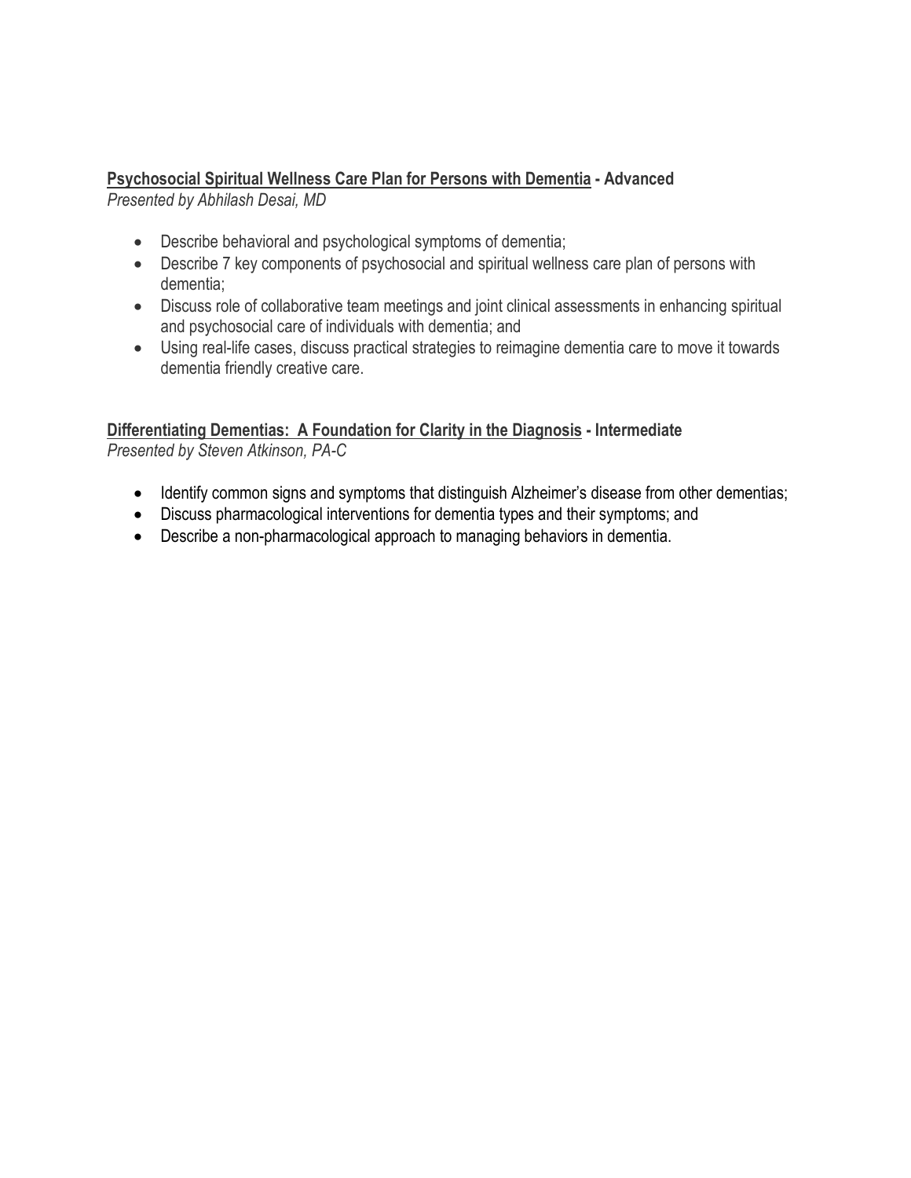**Psychosocial Spiritual Wellness Care Plan for Persons with Dementia - Advanced**
*Presented by Abhilash Desai, MD*

- Describe behavioral and psychological symptoms of dementia;
- Describe 7 key components of psychosocial and spiritual wellness care plan of persons with dementia;
- Discuss role of collaborative team meetings and joint clinical assessments in enhancing spiritual and psychosocial care of individuals with dementia; and
- Using real-life cases, discuss practical strategies to reimagine dementia care to move it towards dementia friendly creative care.

**Differentiating Dementias: A Foundation for Clarity in the Diagnosis - Intermediate**
*Presented by Steven Atkinson, PA-C*

- Identify common signs and symptoms that distinguish Alzheimer's disease from other dementias;
- Discuss pharmacological interventions for dementia types and their symptoms; and
- Describe a non-pharmacological approach to managing behaviors in dementia.